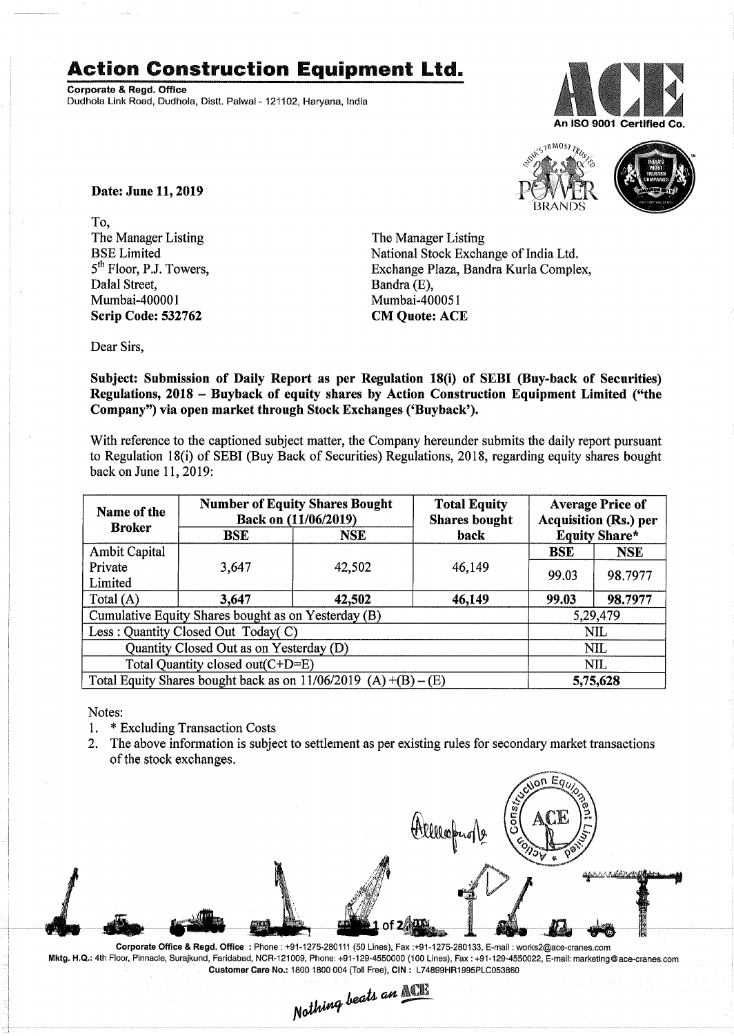# Action Construction Equipment Ltd.

**Corporate & Regd. Office**
Dudhola Link Road, Dudhola, Distt. Palwal - 121102, Haryana, India

An ISO 9001 Certified Co.

**Date: June 11, 2019**

To,

The Manager Listing
BSE Limited
5th Floor, P.J. Towers,
Dalal Street,
Mumbai-400001
**Scrip Code: 532762**

The Manager Listing
National Stock Exchange of India Ltd.
Exchange Plaza, Bandra Kurla Complex,
Bandra (E),
Mumbai-400051
**CM Quote: ACE**

Dear Sirs,

**Subject: Submission of Daily Report as per Regulation 18(i) of SEBI (Buy-back of Securities) Regulations, 2018 – Buyback of equity shares by Action Construction Equipment Limited ("the Company") via open market through Stock Exchanges ('Buyback').**

With reference to the captioned subject matter, the Company hereunder submits the daily report pursuant to Regulation 18(i) of SEBI (Buy Back of Securities) Regulations, 2018, regarding equity shares bought back on June 11, 2019:

| Name of the Broker | Number of Equity Shares Bought Back on (11/06/2019) | | Total Equity Shares bought back | Average Price of Acquisition (Rs.) per Equity Share* | |
|---|---|---|---|---|---|
| | BSE | NSE | | BSE | NSE |
| Ambit Capital Private Limited | 3,647 | 42,502 | 46,149 | 99.03 | 98.7977 |
| Total (A) | **3,647** | **42,502** | **46,149** | **99.03** | **98.7977** |
| Cumulative Equity Shares bought as on Yesterday (B) | | | | 5,29,479 | |
| Less : Quantity Closed Out Today( C) | | | | NIL | |
| Quantity Closed Out as on Yesterday (D) | | | | NIL | |
| Total Quantity closed out(C+D=E) | | | | NIL | |
| Total Equity Shares bought back as on 11/06/2019 (A) +(B) – (E) | | | | **5,75,628** | |

Notes:

1. * Excluding Transaction Costs
2. The above information is subject to settlement as per existing rules for secondary market transactions of the stock exchanges.

Corporate Office & Regd. Office : Phone : +91-1275-280111 (50 Lines), Fax :+91-1275-280133, E-mail : works2@ace-cranes.com
Mktg. H.Q.: 4th Floor, Pinnacle, Surajkund, Faridabad, NCR-121009, Phone: +91-129-4550000 (100 Lines), Fax : +91-129-4550022, E-mail: marketing@ace-cranes.com
Customer Care No.: 1800 1800 004 (Toll Free), CIN : L74899HR1995PLC053860

*Nothing beats an ACE*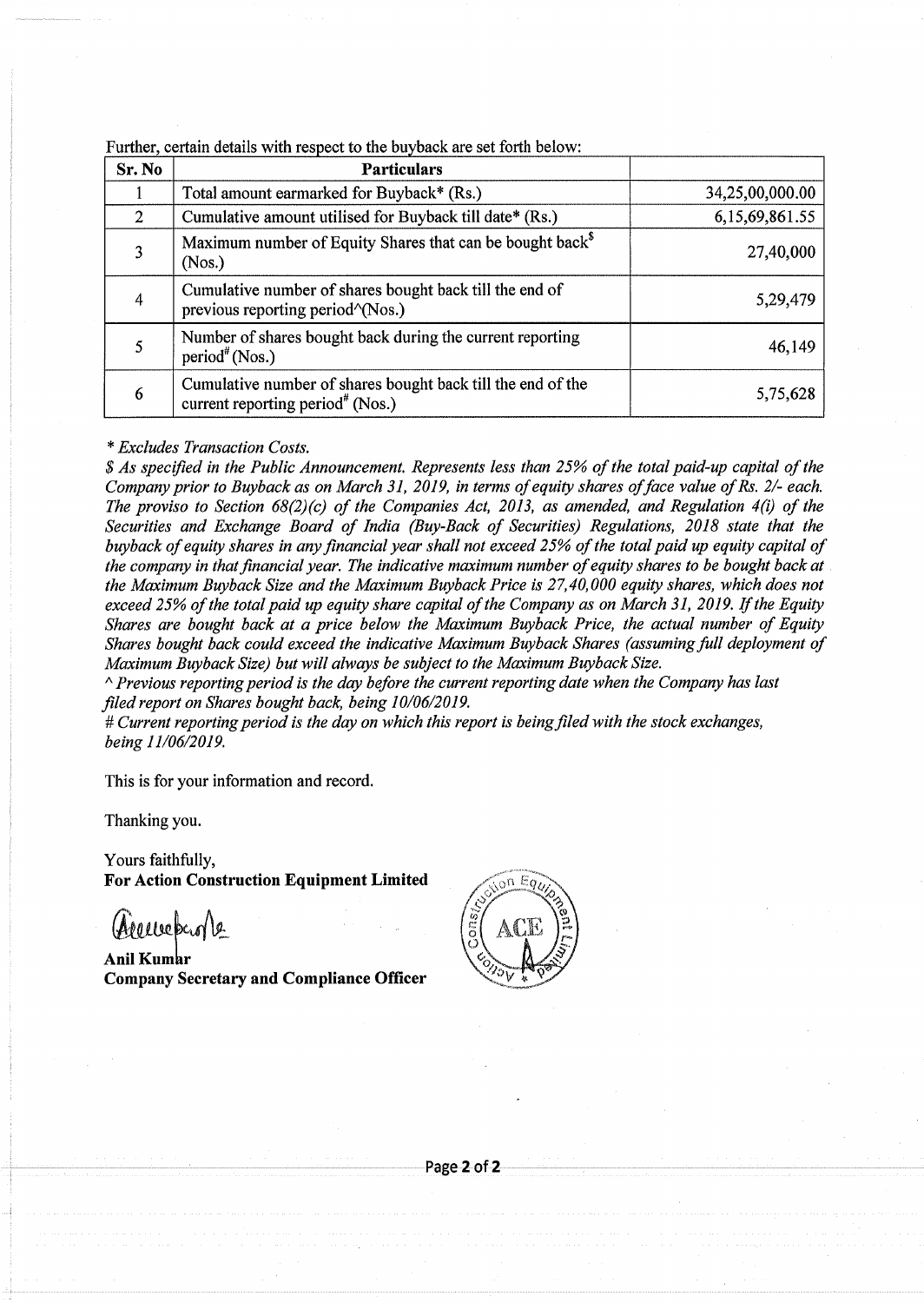Further, certain details with respect to the buyback are set forth below:

| Sr. No | Particulars | |
|---|---|---|
| 1 | Total amount earmarked for Buyback* (Rs.) | 34,25,00,000.00 |
| 2 | Cumulative amount utilised for Buyback till date* (Rs.) | 6,15,69,861.55 |
| 3 | Maximum number of Equity Shares that can be bought back$ (Nos.) | 27,40,000 |
| 4 | Cumulative number of shares bought back till the end of previous reporting period^(Nos.) | 5,29,479 |
| 5 | Number of shares bought back during the current reporting period# (Nos.) | 46,149 |
| 6 | Cumulative number of shares bought back till the end of the current reporting period# (Nos.) | 5,75,628 |

*\* Excludes Transaction Costs.*

*$ As specified in the Public Announcement. Represents less than 25% of the total paid-up capital of the Company prior to Buyback as on March 31, 2019, in terms of equity shares of face value of Rs. 2/- each. The proviso to Section 68(2)(c) of the Companies Act, 2013, as amended, and Regulation 4(i) of the Securities and Exchange Board of India (Buy-Back of Securities) Regulations, 2018 state that the buyback of equity shares in any financial year shall not exceed 25% of the total paid up equity capital of the company in that financial year. The indicative maximum number of equity shares to be bought back at the Maximum Buyback Size and the Maximum Buyback Price is 27,40,000 equity shares, which does not exceed 25% of the total paid up equity share capital of the Company as on March 31, 2019. If the Equity Shares are bought back at a price below the Maximum Buyback Price, the actual number of Equity Shares bought back could exceed the indicative Maximum Buyback Shares (assuming full deployment of Maximum Buyback Size) but will always be subject to the Maximum Buyback Size.*

*^ Previous reporting period is the day before the current reporting date when the Company has last filed report on Shares bought back, being 10/06/2019.*

*# Current reporting period is the day on which this report is being filed with the stock exchanges, being 11/06/2019.*

This is for your information and record.

Thanking you.

Yours faithfully,
**For Action Construction Equipment Limited**

**Anil Kumar**
**Company Secretary and Compliance Officer**